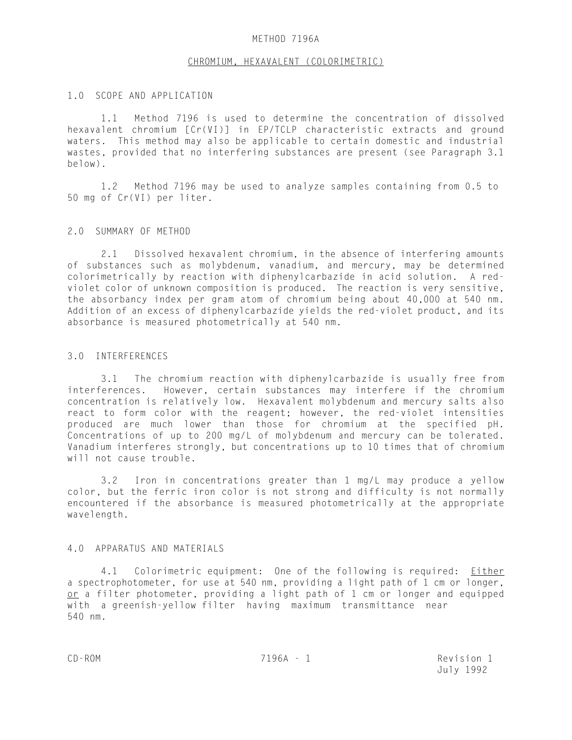# METHOD 7196A

## CHROMIUM, HEXAVALENT (COLORIMETRIC)

### 1.0 SCOPE AND APPLICATION

1.1 Method 7196 is used to determine the concentration of dissolved hexavalent chromium [Cr(VI)] in EP/TCLP characteristic extracts and ground waters. This method may also be applicable to certain domestic and industrial wastes, provided that no interfering substances are present (see Paragraph 3.1 below).

1.2 Method 7196 may be used to analyze samples containing from 0.5 to 50 mg of Cr(VI) per liter.

### 2.0 SUMMARY OF METHOD

2.1 Dissolved hexavalent chromium, in the absence of interfering amounts of substances such as molybdenum, vanadium, and mercury, may be determined colorimetrically by reaction with diphenylcarbazide in acid solution. A red-violet color of unknown composition is produced. The reaction is very sensitive, the absorbancy index per gram atom of chromium being about 40,000 at 540 nm. Addition of an excess of diphenylcarbazide yields the red-violet product, and its absorbance is measured photometrically at 540 nm.

### 3.0 INTERFERENCES

3.1 The chromium reaction with diphenylcarbazide is usually free from interferences. However, certain substances may interfere if the chromium concentration is relatively low. Hexavalent molybdenum and mercury salts also react to form color with the reagent; however, the red-violet intensities produced are much lower than those for chromium at the specified pH. Concentrations of up to 200 mg/L of molybdenum and mercury can be tolerated. Vanadium interferes strongly, but concentrations up to 10 times that of chromium will not cause trouble.

3.2 Iron in concentrations greater than 1 mg/L may produce a yellow color, but the ferric iron color is not strong and difficulty is not normally encountered if the absorbance is measured photometrically at the appropriate wavelength.

### 4.0 APPARATUS AND MATERIALS

4.1 Colorimetric equipment: One of the following is required: Either a spectrophotometer, for use at 540 nm, providing a light path of 1 cm or longer, or a filter photometer, providing a light path of 1 cm or longer and equipped with a greenish-yellow filter having maximum transmittance near 540 nm.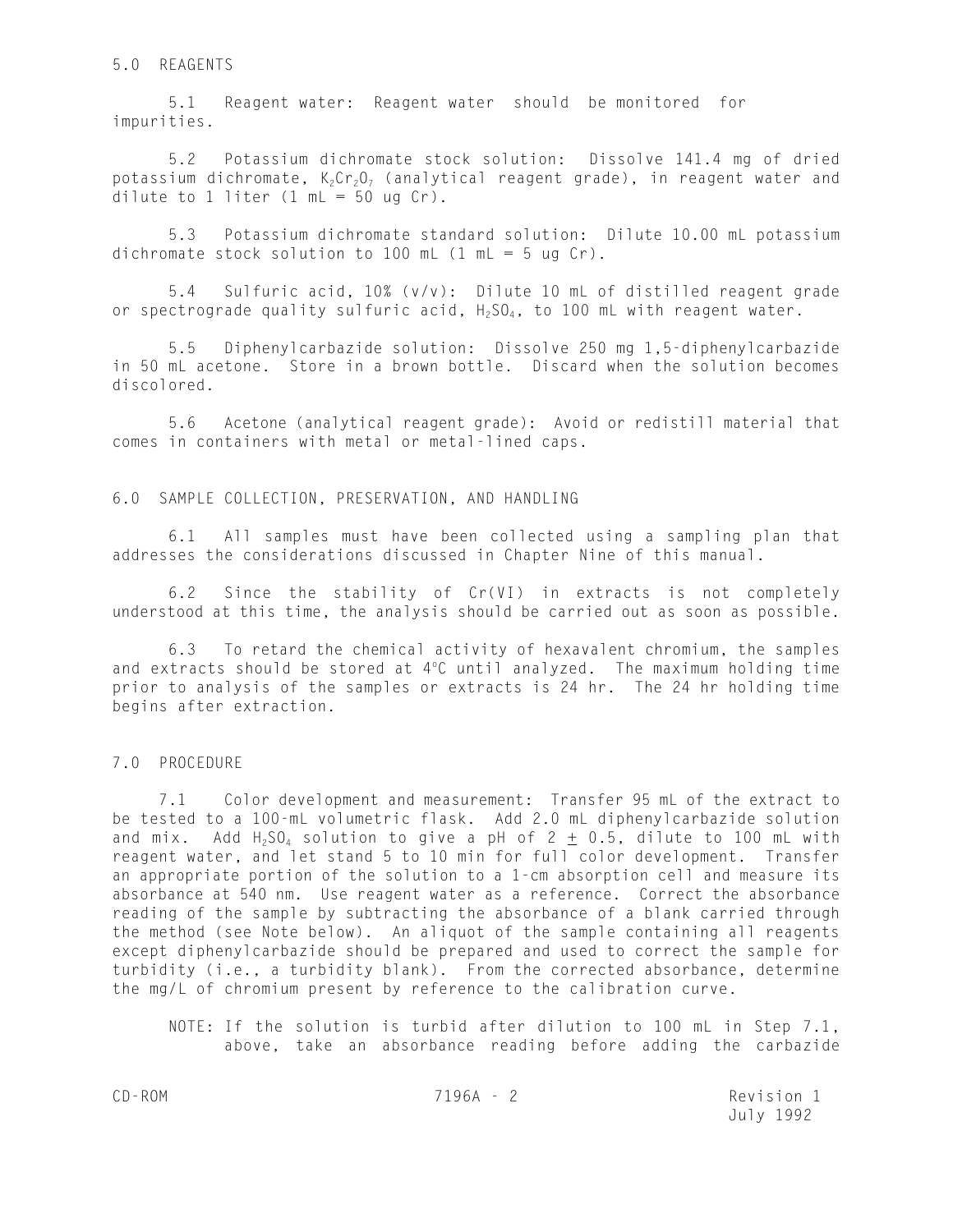## 5.0 REAGENTS

5.1 Reagent water: Reagent water should be monitored for impurities.

5.2 Potassium dichromate stock solution: Dissolve 141.4 mg of dried potassium dichromate, $K_2Cr_2O_7$ (analytical reagent grade), in reagent water and dilute to 1 liter (1 mL = 50 ug Cr).

5.3 Potassium dichromate standard solution: Dilute 10.00 mL potassium dichromate stock solution to 100 mL (1 mL = 5 ug Cr).

5.4 Sulfuric acid, 10% (v/v): Dilute 10 mL of distilled reagent grade or spectrograde quality sulfuric acid, $H_2SO_4$, to 100 mL with reagent water.

5.5 Diphenylcarbazide solution: Dissolve 250 mg 1,5-diphenylcarbazide in 50 mL acetone. Store in a brown bottle. Discard when the solution becomes discolored.

5.6 Acetone (analytical reagent grade): Avoid or redistill material that comes in containers with metal or metal-lined caps.

## 6.0 SAMPLE COLLECTION, PRESERVATION, AND HANDLING

6.1 All samples must have been collected using a sampling plan that addresses the considerations discussed in Chapter Nine of this manual.

6.2 Since the stability of Cr(VI) in extracts is not completely understood at this time, the analysis should be carried out as soon as possible.

6.3 To retard the chemical activity of hexavalent chromium, the samples and extracts should be stored at 4°C until analyzed. The maximum holding time prior to analysis of the samples or extracts is 24 hr. The 24 hr holding time begins after extraction.

## 7.0 PROCEDURE

7.1 Color development and measurement: Transfer 95 mL of the extract to be tested to a 100-mL volumetric flask. Add 2.0 mL diphenylcarbazide solution and mix. Add $H_2SO_4$ solution to give a pH of $2 \pm 0.5$, dilute to 100 mL with reagent water, and let stand 5 to 10 min for full color development. Transfer an appropriate portion of the solution to a 1-cm absorption cell and measure its absorbance at 540 nm. Use reagent water as a reference. Correct the absorbance reading of the sample by subtracting the absorbance of a blank carried through the method (see Note below). An aliquot of the sample containing all reagents except diphenylcarbazide should be prepared and used to correct the sample for turbidity (i.e., a turbidity blank). From the corrected absorbance, determine the mg/L of chromium present by reference to the calibration curve.

NOTE: If the solution is turbid after dilution to 100 mL in Step 7.1, above, take an absorbance reading before adding the carbazide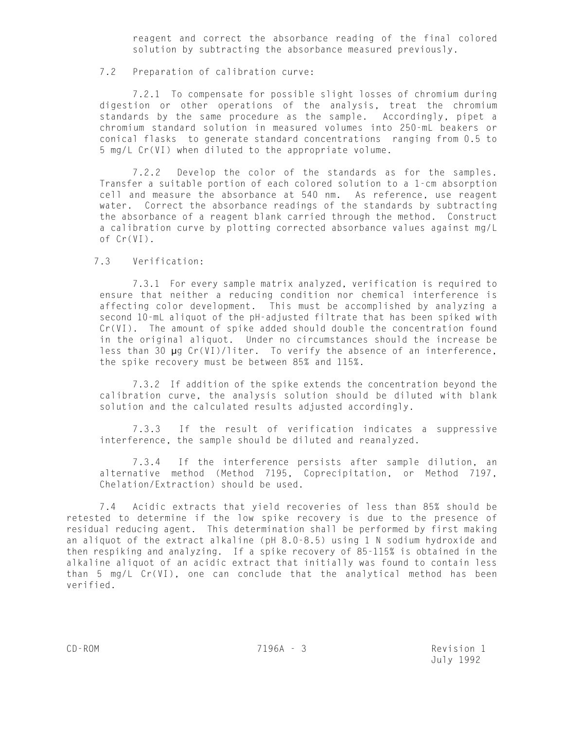reagent and correct the absorbance reading of the final colored solution by subtracting the absorbance measured previously.

7.2 Preparation of calibration curve:

7.2.1 To compensate for possible slight losses of chromium during digestion or other operations of the analysis, treat the chromium standards by the same procedure as the sample. Accordingly, pipet a chromium standard solution in measured volumes into 250-mL beakers or conical flasks to generate standard concentrations ranging from 0.5 to 5 mg/L Cr(VI) when diluted to the appropriate volume.

7.2.2 Develop the color of the standards as for the samples. Transfer a suitable portion of each colored solution to a 1-cm absorption cell and measure the absorbance at 540 nm. As reference, use reagent water. Correct the absorbance readings of the standards by subtracting the absorbance of a reagent blank carried through the method. Construct a calibration curve by plotting corrected absorbance values against mg/L of Cr(VI).

7.3 Verification:

7.3.1 For every sample matrix analyzed, verification is required to ensure that neither a reducing condition nor chemical interference is affecting color development. This must be accomplished by analyzing a second 10-mL aliquot of the pH-adjusted filtrate that has been spiked with Cr(VI). The amount of spike added should double the concentration found in the original aliquot. Under no circumstances should the increase be less than 30 µg Cr(VI)/liter. To verify the absence of an interference, the spike recovery must be between 85% and 115%.

7.3.2 If addition of the spike extends the concentration beyond the calibration curve, the analysis solution should be diluted with blank solution and the calculated results adjusted accordingly.

7.3.3 If the result of verification indicates a suppressive interference, the sample should be diluted and reanalyzed.

7.3.4 If the interference persists after sample dilution, an alternative method (Method 7195, Coprecipitation, or Method 7197, Chelation/Extraction) should be used.

7.4 Acidic extracts that yield recoveries of less than 85% should be retested to determine if the low spike recovery is due to the presence of residual reducing agent. This determination shall be performed by first making an aliquot of the extract alkaline (pH 8.0-8.5) using 1 N sodium hydroxide and then respiking and analyzing. If a spike recovery of 85-115% is obtained in the alkaline aliquot of an acidic extract that initially was found to contain less than 5 mg/L Cr(VI), one can conclude that the analytical method has been verified.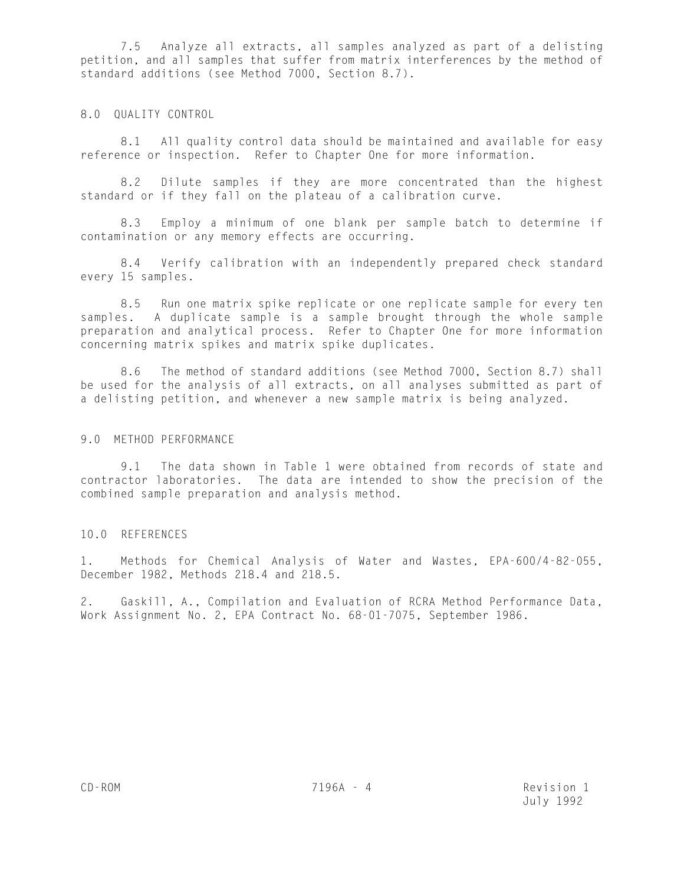7.5 Analyze all extracts, all samples analyzed as part of a delisting petition, and all samples that suffer from matrix interferences by the method of standard additions (see Method 7000, Section 8.7).

## 8.0 QUALITY CONTROL

8.1 All quality control data should be maintained and available for easy reference or inspection. Refer to Chapter One for more information.

8.2 Dilute samples if they are more concentrated than the highest standard or if they fall on the plateau of a calibration curve.

8.3 Employ a minimum of one blank per sample batch to determine if contamination or any memory effects are occurring.

8.4 Verify calibration with an independently prepared check standard every 15 samples.

8.5 Run one matrix spike replicate or one replicate sample for every ten samples. A duplicate sample is a sample brought through the whole sample preparation and analytical process. Refer to Chapter One for more information concerning matrix spikes and matrix spike duplicates.

8.6 The method of standard additions (see Method 7000, Section 8.7) shall be used for the analysis of all extracts, on all analyses submitted as part of a delisting petition, and whenever a new sample matrix is being analyzed.

## 9.0 METHOD PERFORMANCE

9.1 The data shown in Table 1 were obtained from records of state and contractor laboratories. The data are intended to show the precision of the combined sample preparation and analysis method.

## 10.0 REFERENCES

1. Methods for Chemical Analysis of Water and Wastes, EPA-600/4-82-055, December 1982, Methods 218.4 and 218.5.

2. Gaskill, A., Compilation and Evaluation of RCRA Method Performance Data, Work Assignment No. 2, EPA Contract No. 68-01-7075, September 1986.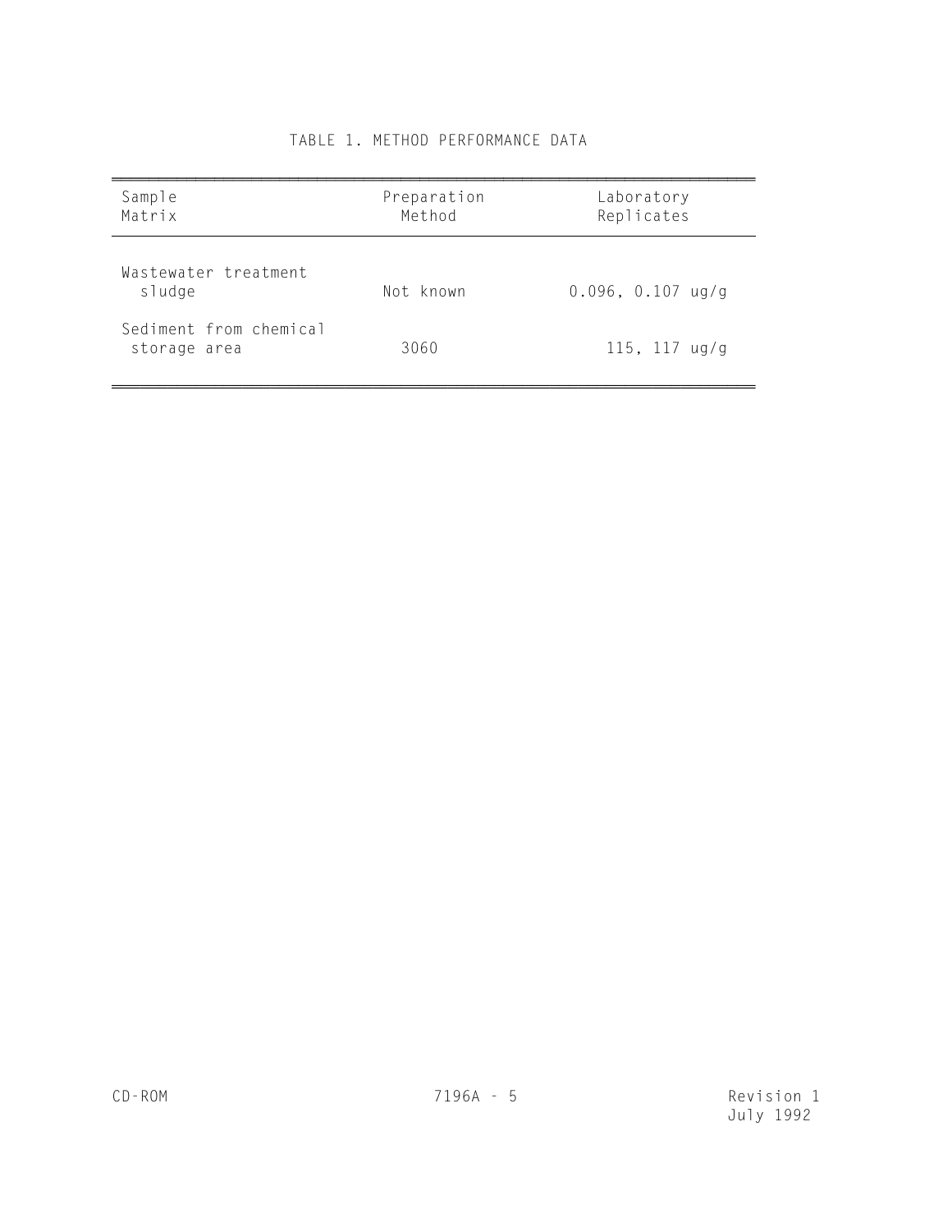TABLE 1. METHOD PERFORMANCE DATA

| Sample Matrix | Preparation Method | Laboratory Replicates |
|---|---|---|
| Wastewater treatment sludge | Not known | 0.096, 0.107 ug/g |
| Sediment from chemical storage area | 3060 | 115, 117 ug/g |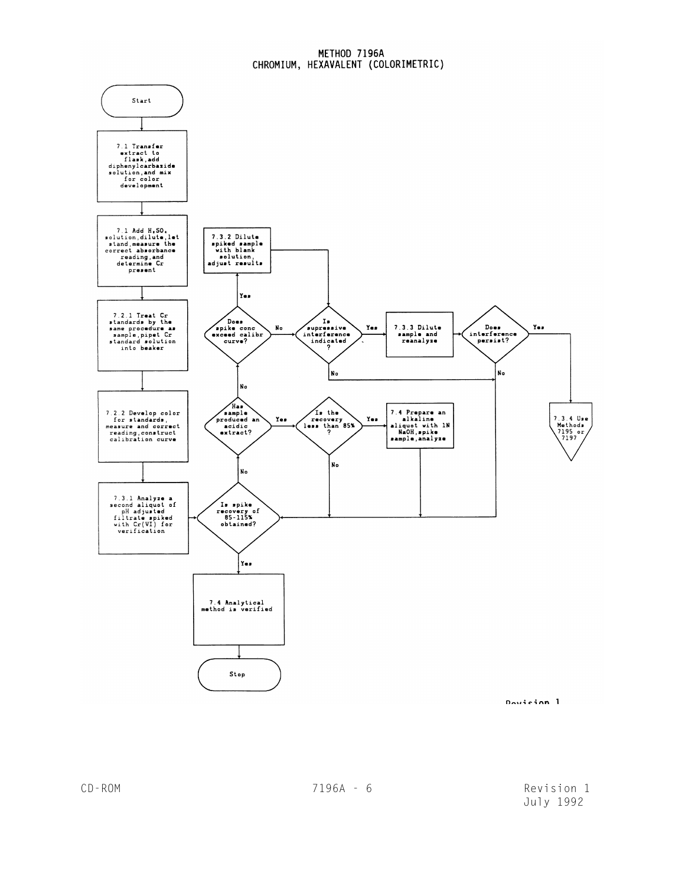# METHOD 7196A
# CHROMIUM, HEXAVALENT (COLORIMETRIC)

Start

7.1 Transfer extract to flask, add diphenylcarbazide solution, and mix for color development

7.1 Add $H_2SO_4$ solution, dilute, let stand, measure the correct absorbance reading, and determine Cr present

7.2.1 Treat Cr standards by the same procedure as sample, pipet Cr standard solution into beaker

7.2.2 Develop color for standards, measure and correct reading, construct calibration curve

7.3.1 Analyze a second aliquot of pH adjusted filtrate spiked with Cr(VI) for verification

Is spike recovery of 85-115% obtained?

Yes

7.4 Analytical method is verified

Stop

No

Has sample produced an acidic extract?

Yes

Is the recovery less than 85%?

Yes

7.4 Prepare an alkaline aliquot with 1N NaOH, spike sample, analyze

No

No

Does spike conc exceed calibr curve?

Yes

7.3.2 Dilute spiked sample with blank solution, adjust results

No

Is supressive interference indicated?

Yes

7.3.3 Dilute sample and reanalyze

Does interference persist?

Yes

7.3.4 Use Methods 7195 or 7197

No

No

Revision 1